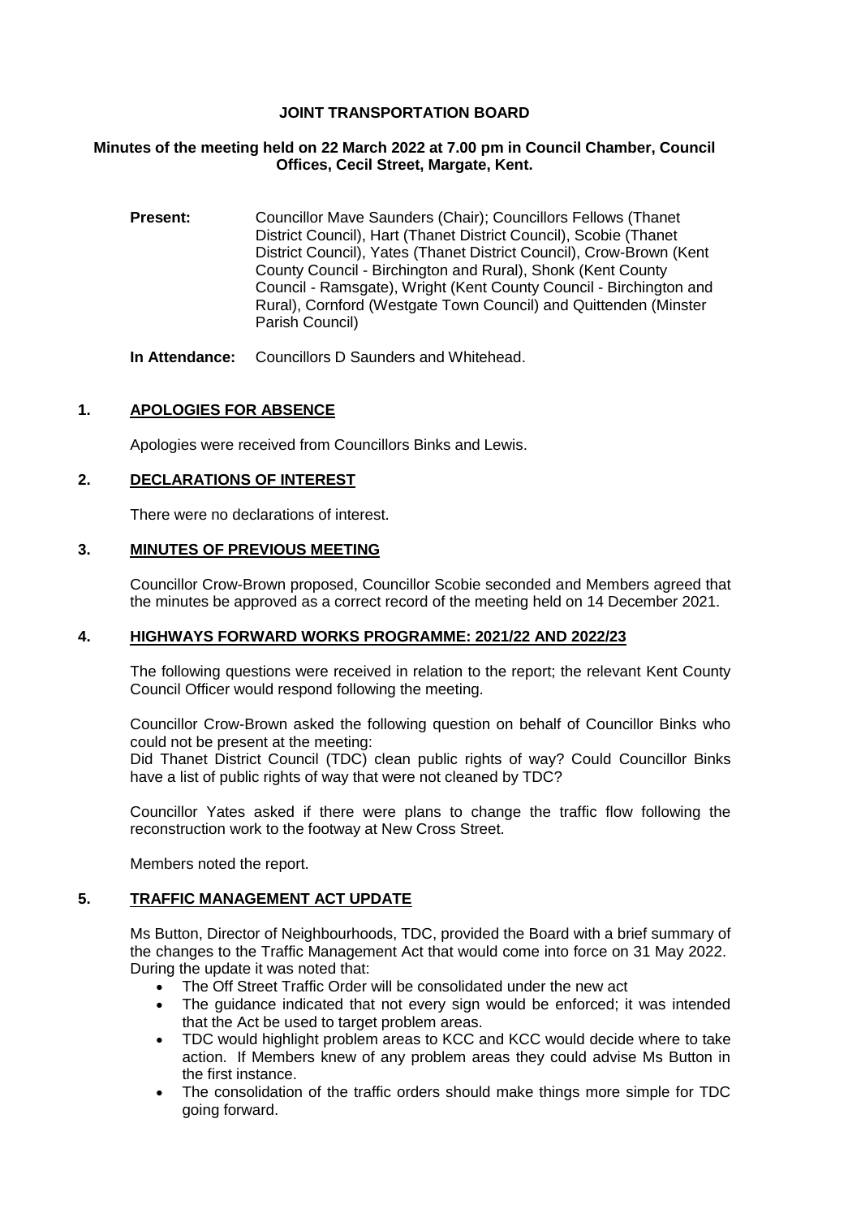# JOINT TRANSPORTATION BOARD

**Minutes of the meeting held on 22 March 2022 at 7.00 pm in Council Chamber, Council Offices, Cecil Street, Margate, Kent.**

**Present:** Councillor Mave Saunders (Chair); Councillors Fellows (Thanet District Council), Hart (Thanet District Council), Scobie (Thanet District Council), Yates (Thanet District Council), Crow-Brown (Kent County Council - Birchington and Rural), Shonk (Kent County Council - Ramsgate), Wright (Kent County Council - Birchington and Rural), Cornford (Westgate Town Council) and Quittenden (Minster Parish Council)

**In Attendance:** Councillors D Saunders and Whitehead.

## 1. APOLOGIES FOR ABSENCE

Apologies were received from Councillors Binks and Lewis.

## 2. DECLARATIONS OF INTEREST

There were no declarations of interest.

## 3. MINUTES OF PREVIOUS MEETING

Councillor Crow-Brown proposed, Councillor Scobie seconded and Members agreed that the minutes be approved as a correct record of the meeting held on 14 December 2021.

## 4. HIGHWAYS FORWARD WORKS PROGRAMME: 2021/22 AND 2022/23

The following questions were received in relation to the report; the relevant Kent County Council Officer would respond following the meeting.

Councillor Crow-Brown asked the following question on behalf of Councillor Binks who could not be present at the meeting:
Did Thanet District Council (TDC) clean public rights of way? Could Councillor Binks have a list of public rights of way that were not cleaned by TDC?

Councillor Yates asked if there were plans to change the traffic flow following the reconstruction work to the footway at New Cross Street.

Members noted the report.

## 5. TRAFFIC MANAGEMENT ACT UPDATE

Ms Button, Director of Neighbourhoods, TDC, provided the Board with a brief summary of the changes to the Traffic Management Act that would come into force on 31 May 2022. During the update it was noted that:

- The Off Street Traffic Order will be consolidated under the new act
- The guidance indicated that not every sign would be enforced; it was intended that the Act be used to target problem areas.
- TDC would highlight problem areas to KCC and KCC would decide where to take action. If Members knew of any problem areas they could advise Ms Button in the first instance.
- The consolidation of the traffic orders should make things more simple for TDC going forward.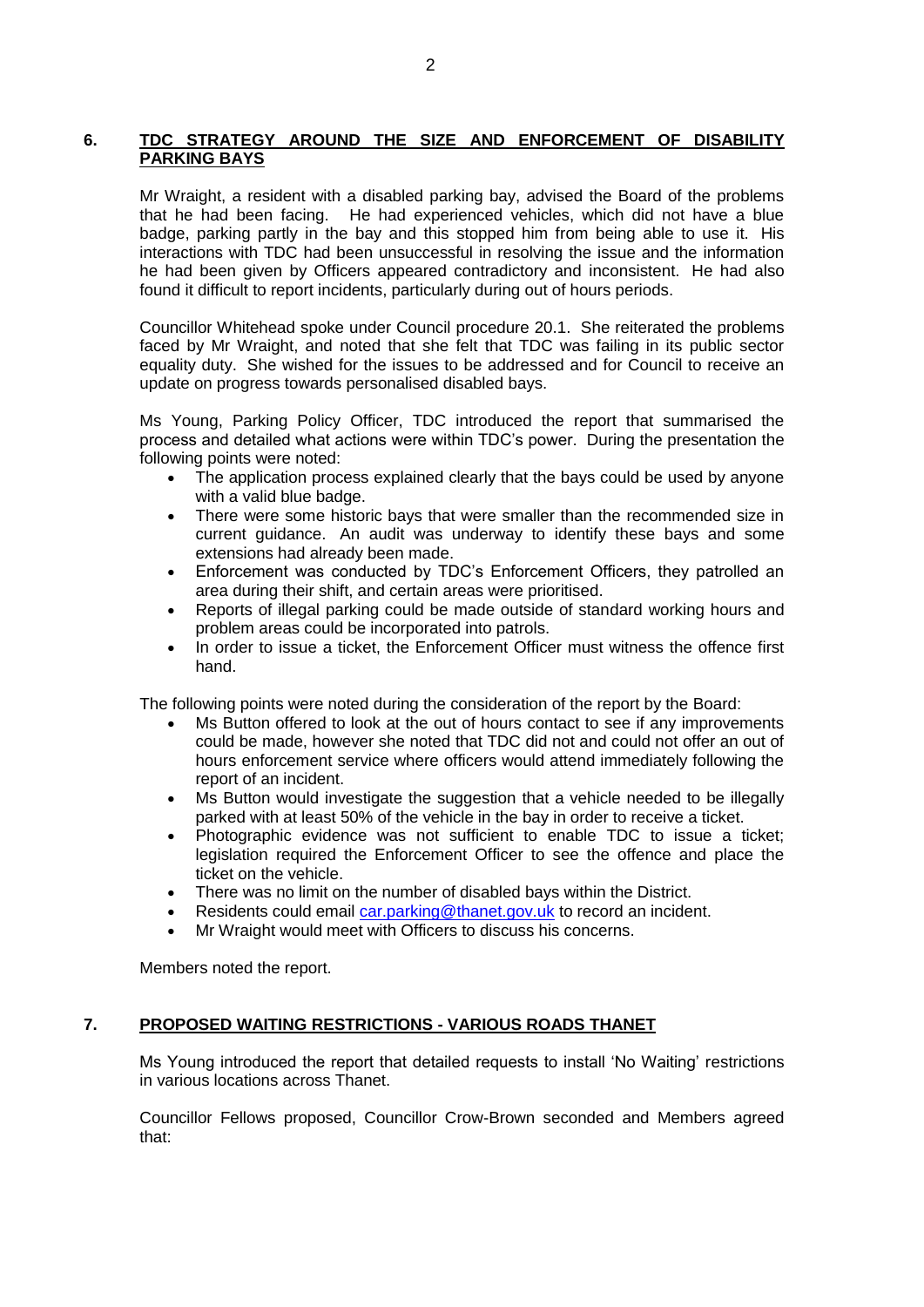## 6. TDC STRATEGY AROUND THE SIZE AND ENFORCEMENT OF DISABILITY PARKING BAYS

Mr Wraight, a resident with a disabled parking bay, advised the Board of the problems that he had been facing. He had experienced vehicles, which did not have a blue badge, parking partly in the bay and this stopped him from being able to use it. His interactions with TDC had been unsuccessful in resolving the issue and the information he had been given by Officers appeared contradictory and inconsistent. He had also found it difficult to report incidents, particularly during out of hours periods.

Councillor Whitehead spoke under Council procedure 20.1. She reiterated the problems faced by Mr Wraight, and noted that she felt that TDC was failing in its public sector equality duty. She wished for the issues to be addressed and for Council to receive an update on progress towards personalised disabled bays.

Ms Young, Parking Policy Officer, TDC introduced the report that summarised the process and detailed what actions were within TDC's power. During the presentation the following points were noted:

- The application process explained clearly that the bays could be used by anyone with a valid blue badge.
- There were some historic bays that were smaller than the recommended size in current guidance. An audit was underway to identify these bays and some extensions had already been made.
- Enforcement was conducted by TDC's Enforcement Officers, they patrolled an area during their shift, and certain areas were prioritised.
- Reports of illegal parking could be made outside of standard working hours and problem areas could be incorporated into patrols.
- In order to issue a ticket, the Enforcement Officer must witness the offence first hand.

The following points were noted during the consideration of the report by the Board:

- Ms Button offered to look at the out of hours contact to see if any improvements could be made, however she noted that TDC did not and could not offer an out of hours enforcement service where officers would attend immediately following the report of an incident.
- Ms Button would investigate the suggestion that a vehicle needed to be illegally parked with at least 50% of the vehicle in the bay in order to receive a ticket.
- Photographic evidence was not sufficient to enable TDC to issue a ticket; legislation required the Enforcement Officer to see the offence and place the ticket on the vehicle.
- There was no limit on the number of disabled bays within the District.
- Residents could email car.parking@thanet.gov.uk to record an incident.
- Mr Wraight would meet with Officers to discuss his concerns.

Members noted the report.

## 7. PROPOSED WAITING RESTRICTIONS - VARIOUS ROADS THANET

Ms Young introduced the report that detailed requests to install 'No Waiting' restrictions in various locations across Thanet.

Councillor Fellows proposed, Councillor Crow-Brown seconded and Members agreed that: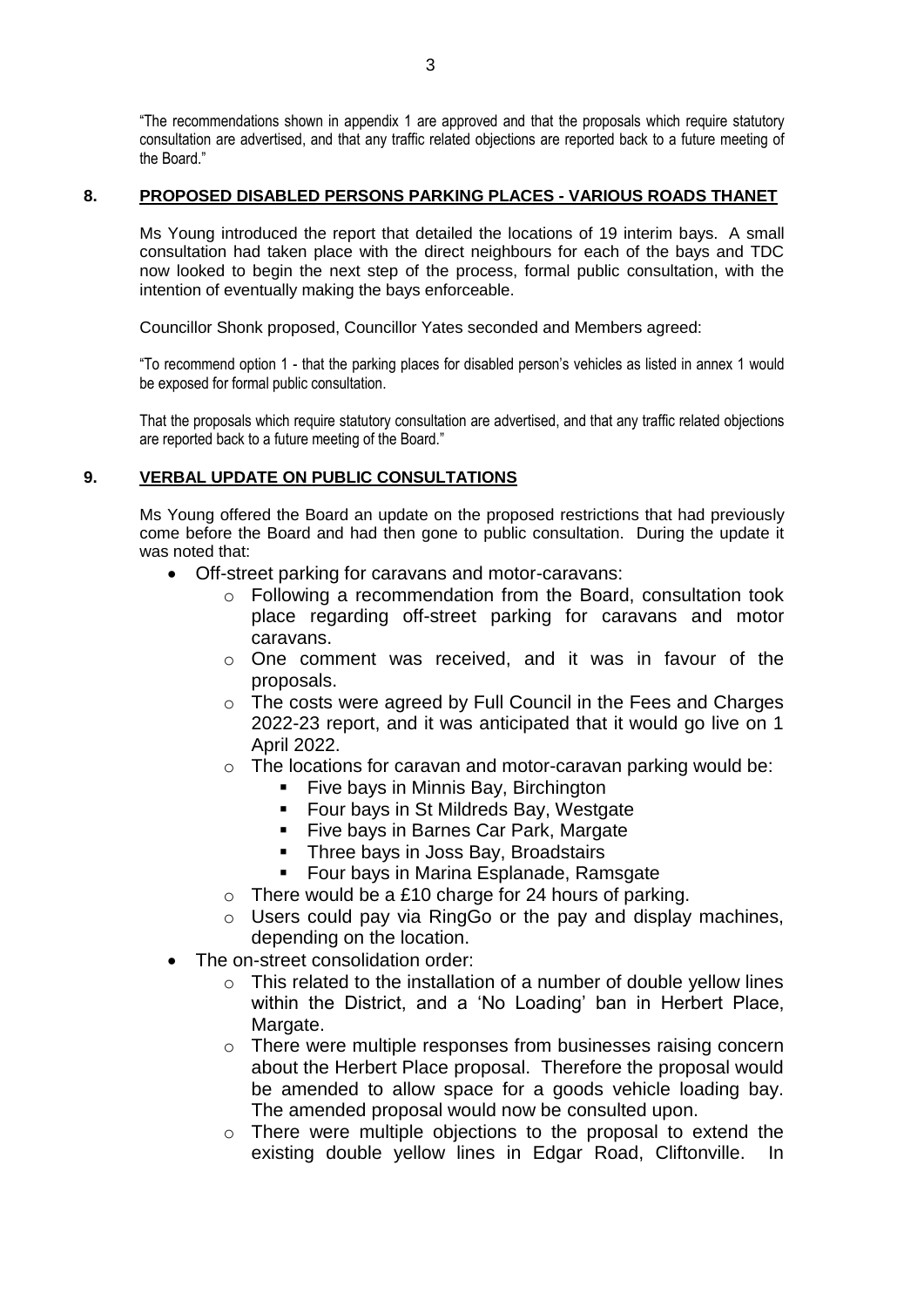"The recommendations shown in appendix 1 are approved and that the proposals which require statutory consultation are advertised, and that any traffic related objections are reported back to a future meeting of the Board."

## 8. PROPOSED DISABLED PERSONS PARKING PLACES - VARIOUS ROADS THANET

Ms Young introduced the report that detailed the locations of 19 interim bays. A small consultation had taken place with the direct neighbours for each of the bays and TDC now looked to begin the next step of the process, formal public consultation, with the intention of eventually making the bays enforceable.

Councillor Shonk proposed, Councillor Yates seconded and Members agreed:

"To recommend option 1 - that the parking places for disabled person's vehicles as listed in annex 1 would be exposed for formal public consultation.

That the proposals which require statutory consultation are advertised, and that any traffic related objections are reported back to a future meeting of the Board."

## 9. VERBAL UPDATE ON PUBLIC CONSULTATIONS

Ms Young offered the Board an update on the proposed restrictions that had previously come before the Board and had then gone to public consultation. During the update it was noted that:

- Off-street parking for caravans and motor-caravans:
  - Following a recommendation from the Board, consultation took place regarding off-street parking for caravans and motor caravans.
  - One comment was received, and it was in favour of the proposals.
  - The costs were agreed by Full Council in the Fees and Charges 2022-23 report, and it was anticipated that it would go live on 1 April 2022.
  - The locations for caravan and motor-caravan parking would be:
    - Five bays in Minnis Bay, Birchington
    - Four bays in St Mildreds Bay, Westgate
    - Five bays in Barnes Car Park, Margate
    - Three bays in Joss Bay, Broadstairs
    - Four bays in Marina Esplanade, Ramsgate
  - There would be a £10 charge for 24 hours of parking.
  - Users could pay via RingGo or the pay and display machines, depending on the location.
- The on-street consolidation order:
  - This related to the installation of a number of double yellow lines within the District, and a 'No Loading' ban in Herbert Place, Margate.
  - There were multiple responses from businesses raising concern about the Herbert Place proposal. Therefore the proposal would be amended to allow space for a goods vehicle loading bay. The amended proposal would now be consulted upon.
  - There were multiple objections to the proposal to extend the existing double yellow lines in Edgar Road, Cliftonville. In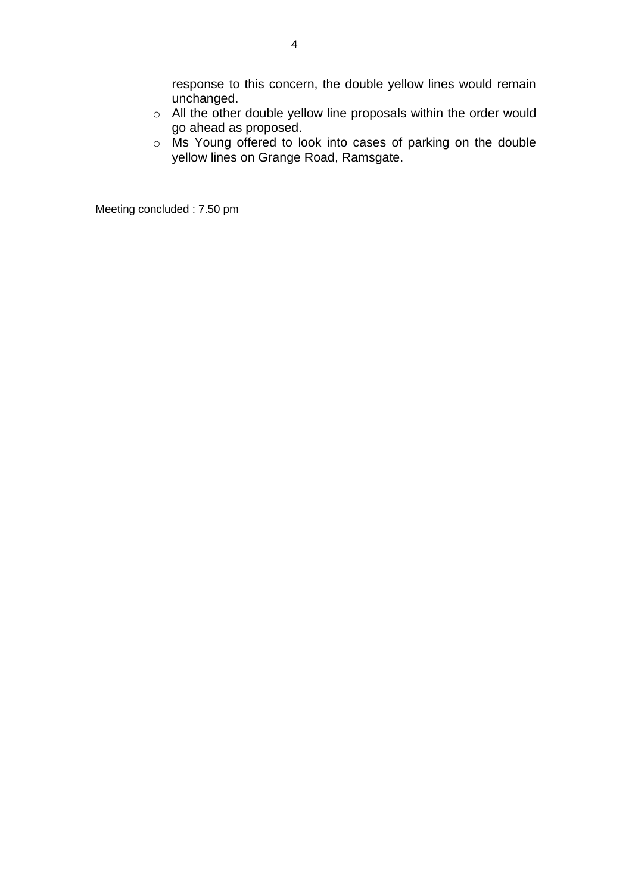response to this concern, the double yellow lines would remain unchanged.

- All the other double yellow line proposals within the order would go ahead as proposed.
- Ms Young offered to look into cases of parking on the double yellow lines on Grange Road, Ramsgate.

Meeting concluded : 7.50 pm